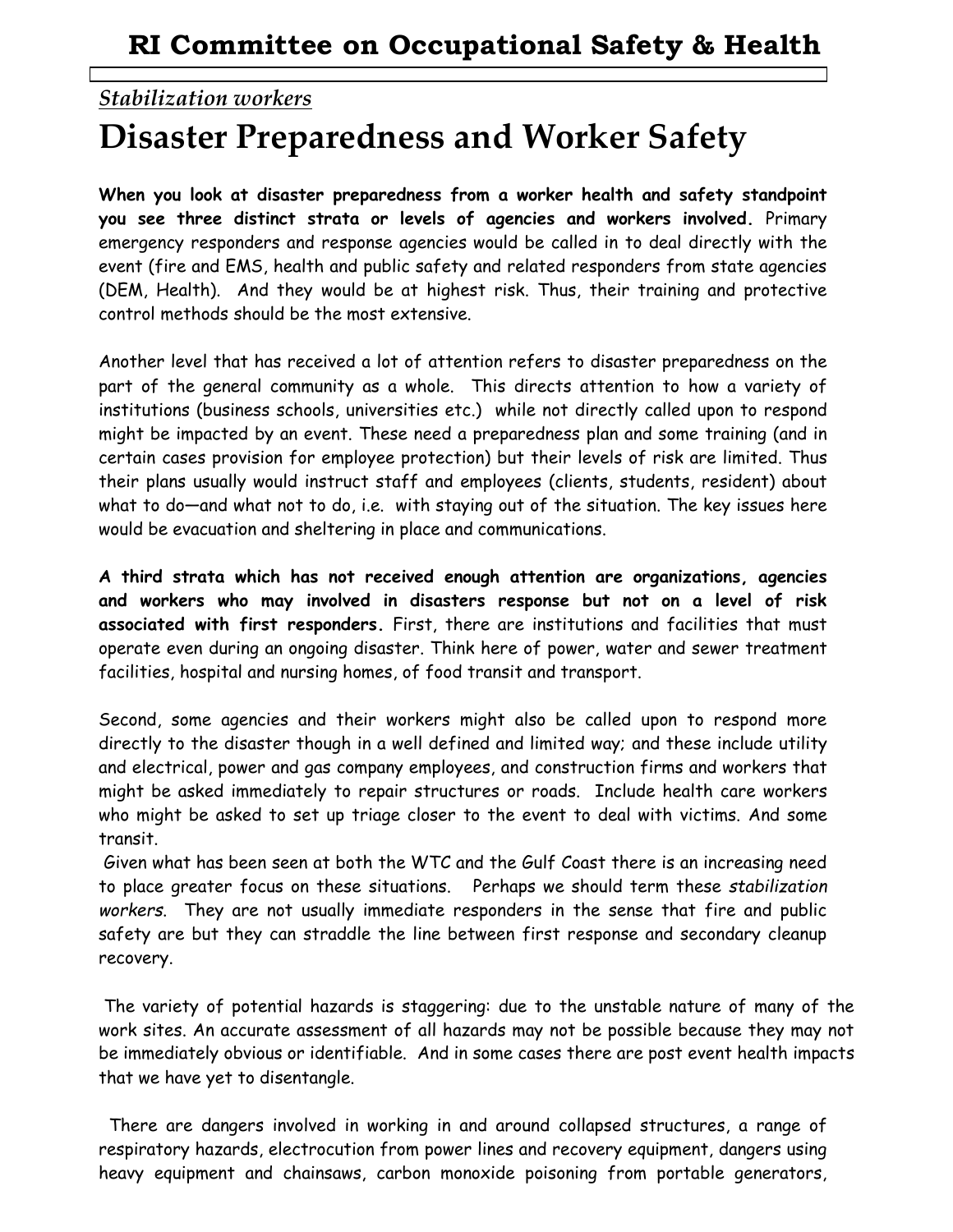# RI Committee on Occupational Safety & Health

*Stabilization workers*

## Disaster Preparedness and Worker Safety

**When you look at disaster preparedness from a worker health and safety standpoint you see three distinct strata or levels of agencies and workers involved.** Primary emergency responders and response agencies would be called in to deal directly with the event (fire and EMS, health and public safety and related responders from state agencies (DEM, Health). And they would be at highest risk. Thus, their training and protective control methods should be the most extensive.

Another level that has received a lot of attention refers to disaster preparedness on the part of the general community as a whole. This directs attention to how a variety of institutions (business schools, universities etc.) while not directly called upon to respond might be impacted by an event. These need a preparedness plan and some training (and in certain cases provision for employee protection) but their levels of risk are limited. Thus their plans usually would instruct staff and employees (clients, students, resident) about what to do—and what not to do, i.e. with staying out of the situation. The key issues here would be evacuation and sheltering in place and communications.

**A third strata which has not received enough attention are organizations, agencies and workers who may involved in disasters response but not on a level of risk associated with first responders.** First, there are institutions and facilities that must operate even during an ongoing disaster. Think here of power, water and sewer treatment facilities, hospital and nursing homes, of food transit and transport.

Second, some agencies and their workers might also be called upon to respond more directly to the disaster though in a well defined and limited way; and these include utility and electrical, power and gas company employees, and construction firms and workers that might be asked immediately to repair structures or roads. Include health care workers who might be asked to set up triage closer to the event to deal with victims. And some transit.

Given what has been seen at both the WTC and the Gulf Coast there is an increasing need to place greater focus on these situations. Perhaps we should term these *stabilization workers*. They are not usually immediate responders in the sense that fire and public safety are but they can straddle the line between first response and secondary cleanup recovery.

The variety of potential hazards is staggering: due to the unstable nature of many of the work sites. An accurate assessment of all hazards may not be possible because they may not be immediately obvious or identifiable. And in some cases there are post event health impacts that we have yet to disentangle.

There are dangers involved in working in and around collapsed structures, a range of respiratory hazards, electrocution from power lines and recovery equipment, dangers using heavy equipment and chainsaws, carbon monoxide poisoning from portable generators,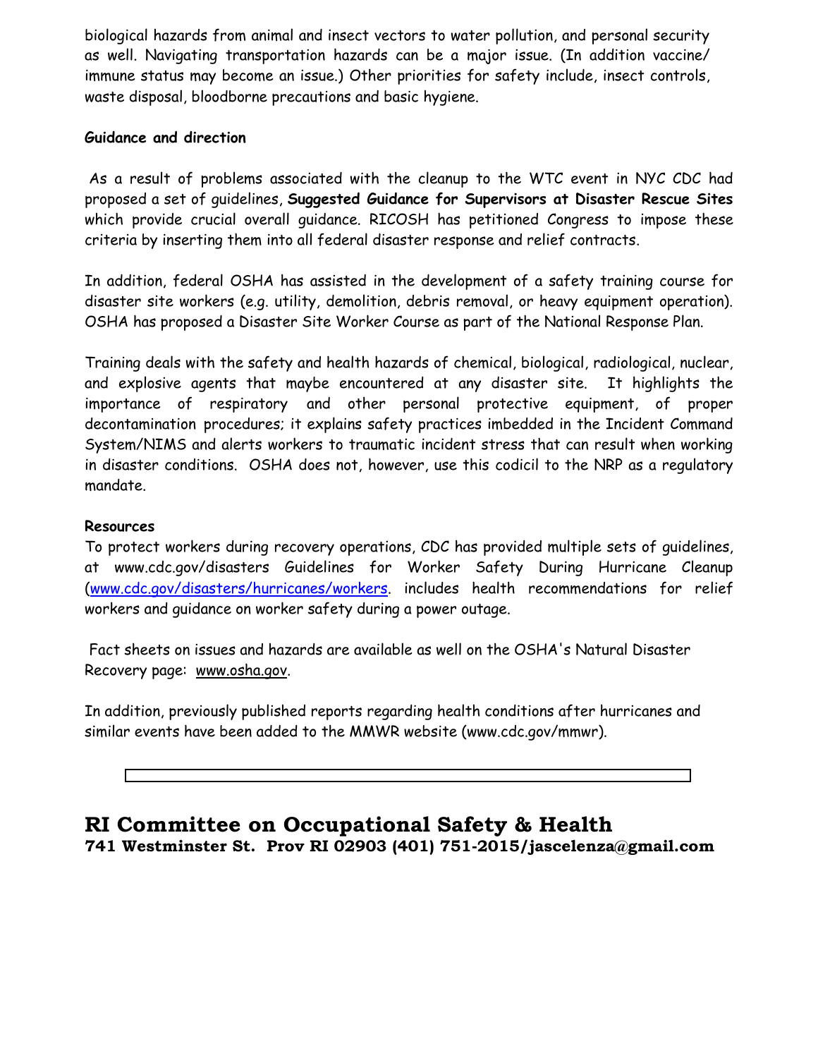biological hazards from animal and insect vectors to water pollution, and personal security as well. Navigating transportation hazards can be a major issue. (In addition vaccine/ immune status may become an issue.) Other priorities for safety include, insect controls, waste disposal, bloodborne precautions and basic hygiene.

**Guidance and direction**

As a result of problems associated with the cleanup to the WTC event in NYC CDC had proposed a set of guidelines, **Suggested Guidance for Supervisors at Disaster Rescue Sites** which provide crucial overall guidance. RICOSH has petitioned Congress to impose these criteria by inserting them into all federal disaster response and relief contracts.

In addition, federal OSHA has assisted in the development of a safety training course for disaster site workers (e.g. utility, demolition, debris removal, or heavy equipment operation). OSHA has proposed a Disaster Site Worker Course as part of the National Response Plan.

Training deals with the safety and health hazards of chemical, biological, radiological, nuclear, and explosive agents that maybe encountered at any disaster site. It highlights the importance of respiratory and other personal protective equipment, of proper decontamination procedures; it explains safety practices imbedded in the Incident Command System/NIMS and alerts workers to traumatic incident stress that can result when working in disaster conditions. OSHA does not, however, use this codicil to the NRP as a regulatory mandate.

**Resources**

To protect workers during recovery operations, CDC has provided multiple sets of guidelines, at www.cdc.gov/disasters Guidelines for Worker Safety During Hurricane Cleanup (www.cdc.gov/disasters/hurricanes/workers. includes health recommendations for relief workers and guidance on worker safety during a power outage.

Fact sheets on issues and hazards are available as well on the OSHA's Natural Disaster Recovery page: www.osha.gov.

In addition, previously published reports regarding health conditions after hurricanes and similar events have been added to the MMWR website (www.cdc.gov/mmwr).

## RI Committee on Occupational Safety & Health

**741 Westminster St. Prov RI 02903 (401) 751-2015/jascelenza@gmail.com**